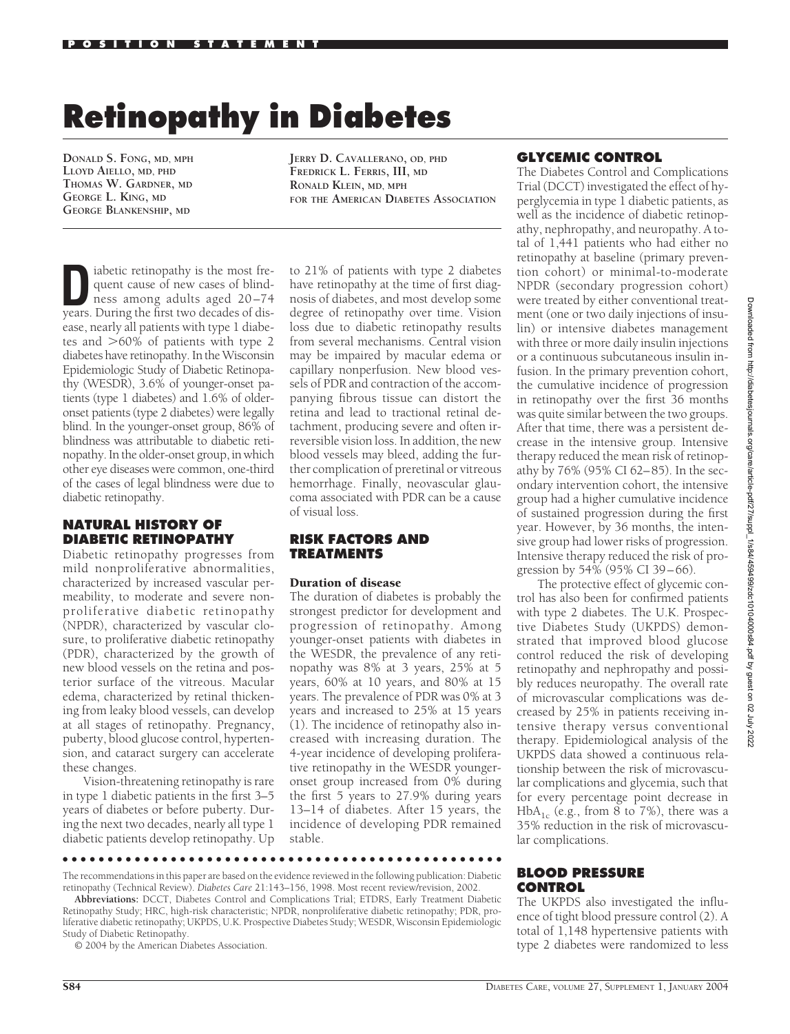# Retinopathy in Diabetes

**Donald S. Fong, md, mph**
**Lloyd Aiello, md, phd**
**Thomas W. Gardner, md**
**George L. King, md**
**George Blankenship, md**
**Jerry D. Cavallerano, od, phd**
**Fredrick L. Ferris, III, md**
**Ronald Klein, md, mph**
**for the American Diabetes Association**

Diabetic retinopathy is the most frequent cause of new cases of blindness among adults aged 20–74 years. During the first two decades of disease, nearly all patients with type 1 diabetes and >60% of patients with type 2 diabetes have retinopathy. In the Wisconsin Epidemiologic Study of Diabetic Retinopathy (WESDR), 3.6% of younger-onset patients (type 1 diabetes) and 1.6% of older-onset patients (type 2 diabetes) were legally blind. In the younger-onset group, 86% of blindness was attributable to diabetic retinopathy. In the older-onset group, in which other eye diseases were common, one-third of the cases of legal blindness were due to diabetic retinopathy.

## NATURAL HISTORY OF DIABETIC RETINOPATHY

Diabetic retinopathy progresses from mild nonproliferative abnormalities, characterized by increased vascular permeability, to moderate and severe nonproliferative diabetic retinopathy (NPDR), characterized by vascular closure, to proliferative diabetic retinopathy (PDR), characterized by the growth of new blood vessels on the retina and posterior surface of the vitreous. Macular edema, characterized by retinal thickening from leaky blood vessels, can develop at all stages of retinopathy. Pregnancy, puberty, blood glucose control, hypertension, and cataract surgery can accelerate these changes.

Vision-threatening retinopathy is rare in type 1 diabetic patients in the first 3–5 years of diabetes or before puberty. During the next two decades, nearly all type 1 diabetic patients develop retinopathy. Up to 21% of patients with type 2 diabetes have retinopathy at the time of first diagnosis of diabetes, and most develop some degree of retinopathy over time. Vision loss due to diabetic retinopathy results from several mechanisms. Central vision may be impaired by macular edema or capillary nonperfusion. New blood vessels of PDR and contraction of the accompanying fibrous tissue can distort the retina and lead to tractional retinal detachment, producing severe and often irreversible vision loss. In addition, the new blood vessels may bleed, adding the further complication of preretinal or vitreous hemorrhage. Finally, neovascular glaucoma associated with PDR can be a cause of visual loss.

## RISK FACTORS AND TREATMENTS

### Duration of disease

The duration of diabetes is probably the strongest predictor for development and progression of retinopathy. Among younger-onset patients with diabetes in the WESDR, the prevalence of any retinopathy was 8% at 3 years, 25% at 5 years, 60% at 10 years, and 80% at 15 years. The prevalence of PDR was 0% at 3 years and increased to 25% at 15 years (1). The incidence of retinopathy also increased with increasing duration. The 4-year incidence of developing proliferative retinopathy in the WESDR younger-onset group increased from 0% during the first 5 years to 27.9% during years 13–14 of diabetes. After 15 years, the incidence of developing PDR remained stable.

## GLYCEMIC CONTROL

The Diabetes Control and Complications Trial (DCCT) investigated the effect of hyperglycemia in type 1 diabetic patients, as well as the incidence of diabetic retinopathy, nephropathy, and neuropathy. A total of 1,441 patients who had either no retinopathy at baseline (primary prevention cohort) or minimal-to-moderate NPDR (secondary progression cohort) were treated by either conventional treatment (one or two daily injections of insulin) or intensive diabetes management with three or more daily insulin injections or a continuous subcutaneous insulin infusion. In the primary prevention cohort, the cumulative incidence of progression in retinopathy over the first 36 months was quite similar between the two groups. After that time, there was a persistent decrease in the intensive group. Intensive therapy reduced the mean risk of retinopathy by 76% (95% CI 62–85). In the secondary intervention cohort, the intensive group had a higher cumulative incidence of sustained progression during the first year. However, by 36 months, the intensive group had lower risks of progression. Intensive therapy reduced the risk of progression by 54% (95% CI 39–66).

The protective effect of glycemic control has also been for confirmed patients with type 2 diabetes. The U.K. Prospective Diabetes Study (UKPDS) demonstrated that improved blood glucose control reduced the risk of developing retinopathy and nephropathy and possibly reduces neuropathy. The overall rate of microvascular complications was decreased by 25% in patients receiving intensive therapy versus conventional therapy. Epidemiological analysis of the UKPDS data showed a continuous relationship between the risk of microvascular complications and glycemia, such that for every percentage point decrease in $HbA_{1c}$ (e.g., from 8 to 7%), there was a 35% reduction in the risk of microvascular complications.

## BLOOD PRESSURE CONTROL

The UKPDS also investigated the influence of tight blood pressure control (2). A total of 1,148 hypertensive patients with type 2 diabetes were randomized to less

---

The recommendations in this paper are based on the evidence reviewed in the following publication: Diabetic retinopathy (Technical Review). *Diabetes Care* 21:143–156, 1998. Most recent review/revision, 2002.

**Abbreviations:** DCCT, Diabetes Control and Complications Trial; ETDRS, Early Treatment Diabetic Retinopathy Study; HRC, high-risk characteristic; NPDR, nonproliferative diabetic retinopathy; PDR, proliferative diabetic retinopathy; UKPDS, U.K. Prospective Diabetes Study; WESDR, Wisconsin Epidemiologic Study of Diabetic Retinopathy.

© 2004 by the American Diabetes Association.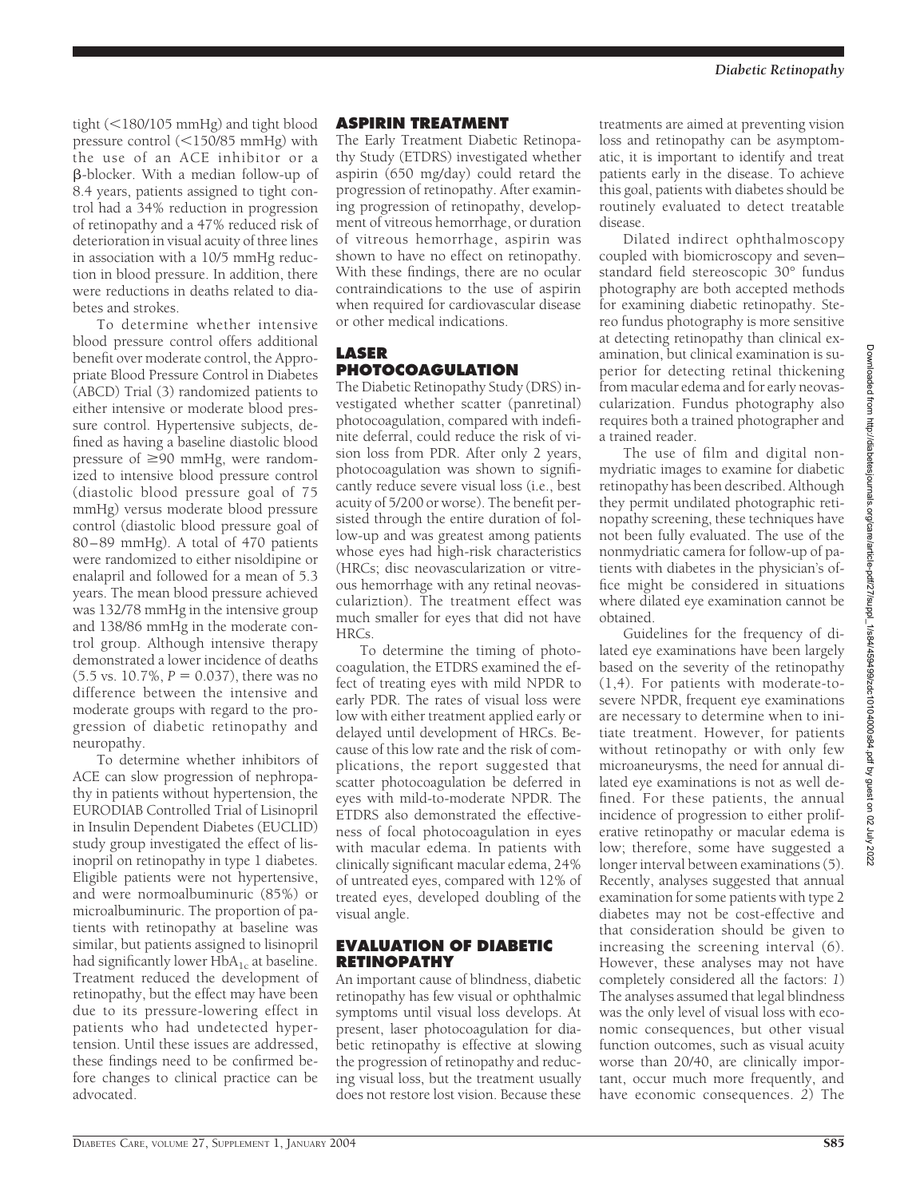tight (<180/105 mmHg) and tight blood pressure control (<150/85 mmHg) with the use of an ACE inhibitor or a β-blocker. With a median follow-up of 8.4 years, patients assigned to tight control had a 34% reduction in progression of retinopathy and a 47% reduced risk of deterioration in visual acuity of three lines in association with a 10/5 mmHg reduction in blood pressure. In addition, there were reductions in deaths related to diabetes and strokes.

To determine whether intensive blood pressure control offers additional benefit over moderate control, the Appropriate Blood Pressure Control in Diabetes (ABCD) Trial (3) randomized patients to either intensive or moderate blood pressure control. Hypertensive subjects, defined as having a baseline diastolic blood pressure of ≥90 mmHg, were randomized to intensive blood pressure control (diastolic blood pressure goal of 75 mmHg) versus moderate blood pressure control (diastolic blood pressure goal of 80–89 mmHg). A total of 470 patients were randomized to either nisoldipine or enalapril and followed for a mean of 5.3 years. The mean blood pressure achieved was 132/78 mmHg in the intensive group and 138/86 mmHg in the moderate control group. Although intensive therapy demonstrated a lower incidence of deaths (5.5 vs. 10.7%, $P = 0.037$), there was no difference between the intensive and moderate groups with regard to the progression of diabetic retinopathy and neuropathy.

To determine whether inhibitors of ACE can slow progression of nephropathy in patients without hypertension, the EURODIAB Controlled Trial of Lisinopril in Insulin Dependent Diabetes (EUCLID) study group investigated the effect of lisinopril on retinopathy in type 1 diabetes. Eligible patients were not hypertensive, and were normoalbuminuric (85%) or microalbuminuric. The proportion of patients with retinopathy at baseline was similar, but patients assigned to lisinopril had significantly lower $HbA_{1c}$ at baseline. Treatment reduced the development of retinopathy, but the effect may have been due to its pressure-lowering effect in patients who had undetected hypertension. Until these issues are addressed, these findings need to be confirmed before changes to clinical practice can be advocated.

## ASPIRIN TREATMENT

The Early Treatment Diabetic Retinopathy Study (ETDRS) investigated whether aspirin (650 mg/day) could retard the progression of retinopathy. After examining progression of retinopathy, development of vitreous hemorrhage, or duration of vitreous hemorrhage, aspirin was shown to have no effect on retinopathy. With these findings, there are no ocular contraindications to the use of aspirin when required for cardiovascular disease or other medical indications.

## LASER PHOTOCOAGULATION

The Diabetic Retinopathy Study (DRS) investigated whether scatter (panretinal) photocoagulation, compared with indefinite deferral, could reduce the risk of vision loss from PDR. After only 2 years, photocoagulation was shown to significantly reduce severe visual loss (i.e., best acuity of 5/200 or worse). The benefit persisted through the entire duration of follow-up and was greatest among patients whose eyes had high-risk characteristics (HRCs; disc neovascularization or vitreous hemorrhage with any retinal neovasculariztion). The treatment effect was much smaller for eyes that did not have HRCs.

To determine the timing of photocoagulation, the ETDRS examined the effect of treating eyes with mild NPDR to early PDR. The rates of visual loss were low with either treatment applied early or delayed until development of HRCs. Because of this low rate and the risk of complications, the report suggested that scatter photocoagulation be deferred in eyes with mild-to-moderate NPDR. The ETDRS also demonstrated the effectiveness of focal photocoagulation in eyes with macular edema. In patients with clinically significant macular edema, 24% of untreated eyes, compared with 12% of treated eyes, developed doubling of the visual angle.

## EVALUATION OF DIABETIC RETINOPATHY

An important cause of blindness, diabetic retinopathy has few visual or ophthalmic symptoms until visual loss develops. At present, laser photocoagulation for diabetic retinopathy is effective at slowing the progression of retinopathy and reducing visual loss, but the treatment usually does not restore lost vision. Because these treatments are aimed at preventing vision loss and retinopathy can be asymptomatic, it is important to identify and treat patients early in the disease. To achieve this goal, patients with diabetes should be routinely evaluated to detect treatable disease.

Dilated indirect ophthalmoscopy coupled with biomicroscopy and seven–standard field stereoscopic 30° fundus photography are both accepted methods for examining diabetic retinopathy. Stereo fundus photography is more sensitive at detecting retinopathy than clinical examination, but clinical examination is superior for detecting retinal thickening from macular edema and for early neovascularization. Fundus photography also requires both a trained photographer and a trained reader.

The use of film and digital nonmydriatic images to examine for diabetic retinopathy has been described. Although they permit undilated photographic retinopathy screening, these techniques have not been fully evaluated. The use of the nonmydriatic camera for follow-up of patients with diabetes in the physician's office might be considered in situations where dilated eye examination cannot be obtained.

Guidelines for the frequency of dilated eye examinations have been largely based on the severity of the retinopathy (1,4). For patients with moderate-to-severe NPDR, frequent eye examinations are necessary to determine when to initiate treatment. However, for patients without retinopathy or with only few microaneurysms, the need for annual dilated eye examinations is not as well defined. For these patients, the annual incidence of progression to either proliferative retinopathy or macular edema is low; therefore, some have suggested a longer interval between examinations (5). Recently, analyses suggested that annual examination for some patients with type 2 diabetes may not be cost-effective and that consideration should be given to increasing the screening interval (6). However, these analyses may not have completely considered all the factors: *1*) The analyses assumed that legal blindness was the only level of visual loss with economic consequences, but other visual function outcomes, such as visual acuity worse than 20/40, are clinically important, occur much more frequently, and have economic consequences. *2*) The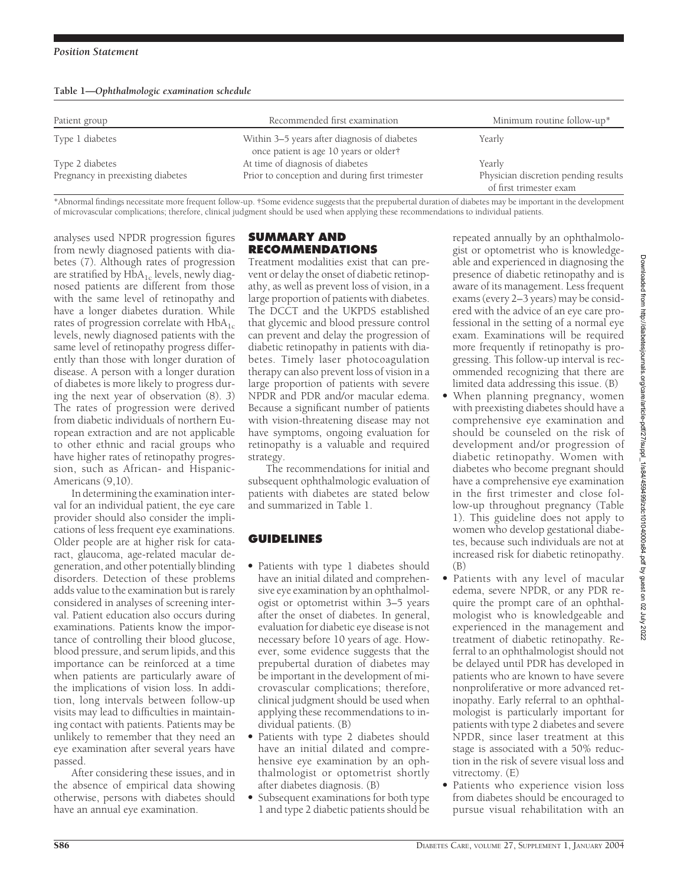**Table 1—Ophthalmologic examination schedule**

| Patient group | Recommended first examination | Minimum routine follow-up* |
|---|---|---|
| Type 1 diabetes | Within 3–5 years after diagnosis of diabetes once patient is age 10 years or older† | Yearly |
| Type 2 diabetes | At time of diagnosis of diabetes | Yearly |
| Pregnancy in preexisting diabetes | Prior to conception and during first trimester | Physician discretion pending results of first trimester exam |

*Abnormal findings necessitate more frequent follow-up. †Some evidence suggests that the prepubertal duration of diabetes may be important in the development of microvascular complications; therefore, clinical judgment should be used when applying these recommendations to individual patients.

analyses used NPDR progression figures from newly diagnosed patients with diabetes (7). Although rates of progression are stratified by $HbA_{1c}$ levels, newly diagnosed patients are different from those with the same level of retinopathy and have a longer diabetes duration. While rates of progression correlate with $HbA_{1c}$ levels, newly diagnosed patients with the same level of retinopathy progress differently than those with longer duration of disease. A person with a longer duration of diabetes is more likely to progress during the next year of observation (8). 3) The rates of progression were derived from diabetic individuals of northern European extraction and are not applicable to other ethnic and racial groups who have higher rates of retinopathy progression, such as African- and Hispanic-Americans (9,10).

In determining the examination interval for an individual patient, the eye care provider should also consider the implications of less frequent eye examinations. Older people are at higher risk for cataract, glaucoma, age-related macular degeneration, and other potentially blinding disorders. Detection of these problems adds value to the examination but is rarely considered in analyses of screening interval. Patient education also occurs during examinations. Patients know the importance of controlling their blood glucose, blood pressure, and serum lipids, and this importance can be reinforced at a time when patients are particularly aware of the implications of vision loss. In addition, long intervals between follow-up visits may lead to difficulties in maintaining contact with patients. Patients may be unlikely to remember that they need an eye examination after several years have passed.

After considering these issues, and in the absence of empirical data showing otherwise, persons with diabetes should have an annual eye examination.

## SUMMARY AND RECOMMENDATIONS

Treatment modalities exist that can prevent or delay the onset of diabetic retinopathy, as well as prevent loss of vision, in a large proportion of patients with diabetes. The DCCT and the UKPDS established that glycemic and blood pressure control can prevent and delay the progression of diabetic retinopathy in patients with diabetes. Timely laser photocoagulation therapy can also prevent loss of vision in a large proportion of patients with severe NPDR and PDR and/or macular edema. Because a significant number of patients with vision-threatening disease may not have symptoms, ongoing evaluation for retinopathy is a valuable and required strategy.

The recommendations for initial and subsequent ophthalmologic evaluation of patients with diabetes are stated below and summarized in Table 1.

## GUIDELINES

- Patients with type 1 diabetes should have an initial dilated and comprehensive eye examination by an ophthalmologist or optometrist within 3–5 years after the onset of diabetes. In general, evaluation for diabetic eye disease is not necessary before 10 years of age. However, some evidence suggests that the prepubertal duration of diabetes may be important in the development of microvascular complications; therefore, clinical judgment should be used when applying these recommendations to individual patients. (B)
- Patients with type 2 diabetes should have an initial dilated and comprehensive eye examination by an ophthalmologist or optometrist shortly after diabetes diagnosis. (B)
- Subsequent examinations for both type 1 and type 2 diabetic patients should be repeated annually by an ophthalmologist or optometrist who is knowledgeable and experienced in diagnosing the presence of diabetic retinopathy and is aware of its management. Less frequent exams (every 2–3 years) may be considered with the advice of an eye care professional in the setting of a normal eye exam. Examinations will be required more frequently if retinopathy is progressing. This follow-up interval is recommended recognizing that there are limited data addressing this issue. (B)
- When planning pregnancy, women with preexisting diabetes should have a comprehensive eye examination and should be counseled on the risk of development and/or progression of diabetic retinopathy. Women with diabetes who become pregnant should have a comprehensive eye examination in the first trimester and close follow-up throughout pregnancy (Table 1). This guideline does not apply to women who develop gestational diabetes, because such individuals are not at increased risk for diabetic retinopathy. (B)
- Patients with any level of macular edema, severe NPDR, or any PDR require the prompt care of an ophthalmologist who is knowledgeable and experienced in the management and treatment of diabetic retinopathy. Referral to an ophthalmologist should not be delayed until PDR has developed in patients who are known to have severe nonproliferative or more advanced retinopathy. Early referral to an ophthalmologist is particularly important for patients with type 2 diabetes and severe NPDR, since laser treatment at this stage is associated with a 50% reduction in the risk of severe visual loss and vitrectomy. (E)
- Patients who experience vision loss from diabetes should be encouraged to pursue visual rehabilitation with an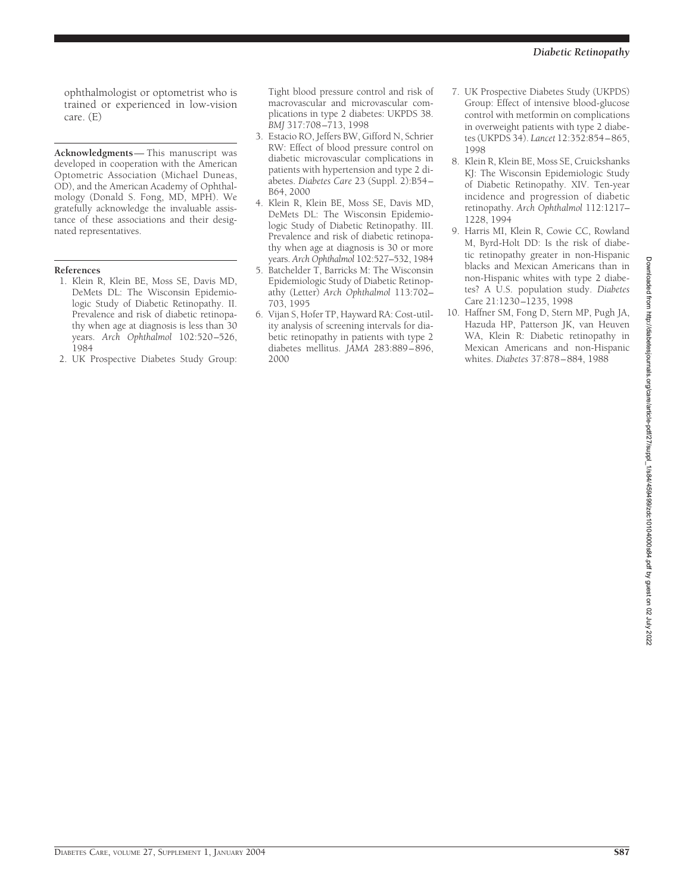ophthalmologist or optometrist who is trained or experienced in low-vision care. (E)

**Acknowledgments**— This manuscript was developed in cooperation with the American Optometric Association (Michael Duneas, OD), and the American Academy of Ophthalmology (Donald S. Fong, MD, MPH). We gratefully acknowledge the invaluable assistance of these associations and their designated representatives.

**References**

1. Klein R, Klein BE, Moss SE, Davis MD, DeMets DL: The Wisconsin Epidemiologic Study of Diabetic Retinopathy. II. Prevalence and risk of diabetic retinopathy when age at diagnosis is less than 30 years. *Arch Ophthalmol* 102:520–526, 1984
2. UK Prospective Diabetes Study Group: Tight blood pressure control and risk of macrovascular and microvascular complications in type 2 diabetes: UKPDS 38. *BMJ* 317:708–713, 1998
3. Estacio RO, Jeffers BW, Gifford N, Schrier RW: Effect of blood pressure control on diabetic microvascular complications in patients with hypertension and type 2 diabetes. *Diabetes Care* 23 (Suppl. 2):B54–B64, 2000
4. Klein R, Klein BE, Moss SE, Davis MD, DeMets DL: The Wisconsin Epidemiologic Study of Diabetic Retinopathy. III. Prevalence and risk of diabetic retinopathy when age at diagnosis is 30 or more years. *Arch Ophthalmol* 102:527–532, 1984
5. Batchelder T, Barricks M: The Wisconsin Epidemiologic Study of Diabetic Retinopathy (Letter) *Arch Ophthalmol* 113:702–703, 1995
6. Vijan S, Hofer TP, Hayward RA: Cost-utility analysis of screening intervals for diabetic retinopathy in patients with type 2 diabetes mellitus. *JAMA* 283:889–896, 2000
7. UK Prospective Diabetes Study (UKPDS) Group: Effect of intensive blood-glucose control with metformin on complications in overweight patients with type 2 diabetes (UKPDS 34). *Lancet* 12:352:854–865, 1998
8. Klein R, Klein BE, Moss SE, Cruickshanks KJ: The Wisconsin Epidemiologic Study of Diabetic Retinopathy. XIV. Ten-year incidence and progression of diabetic retinopathy. *Arch Ophthalmol* 112:1217–1228, 1994
9. Harris MI, Klein R, Cowie CC, Rowland M, Byrd-Holt DD: Is the risk of diabetic retinopathy greater in non-Hispanic blacks and Mexican Americans than in non-Hispanic whites with type 2 diabetes? A U.S. population study. *Diabetes* Care 21:1230–1235, 1998
10. Haffner SM, Fong D, Stern MP, Pugh JA, Hazuda HP, Patterson JK, van Heuven WA, Klein R: Diabetic retinopathy in Mexican Americans and non-Hispanic whites. *Diabetes* 37:878–884, 1988